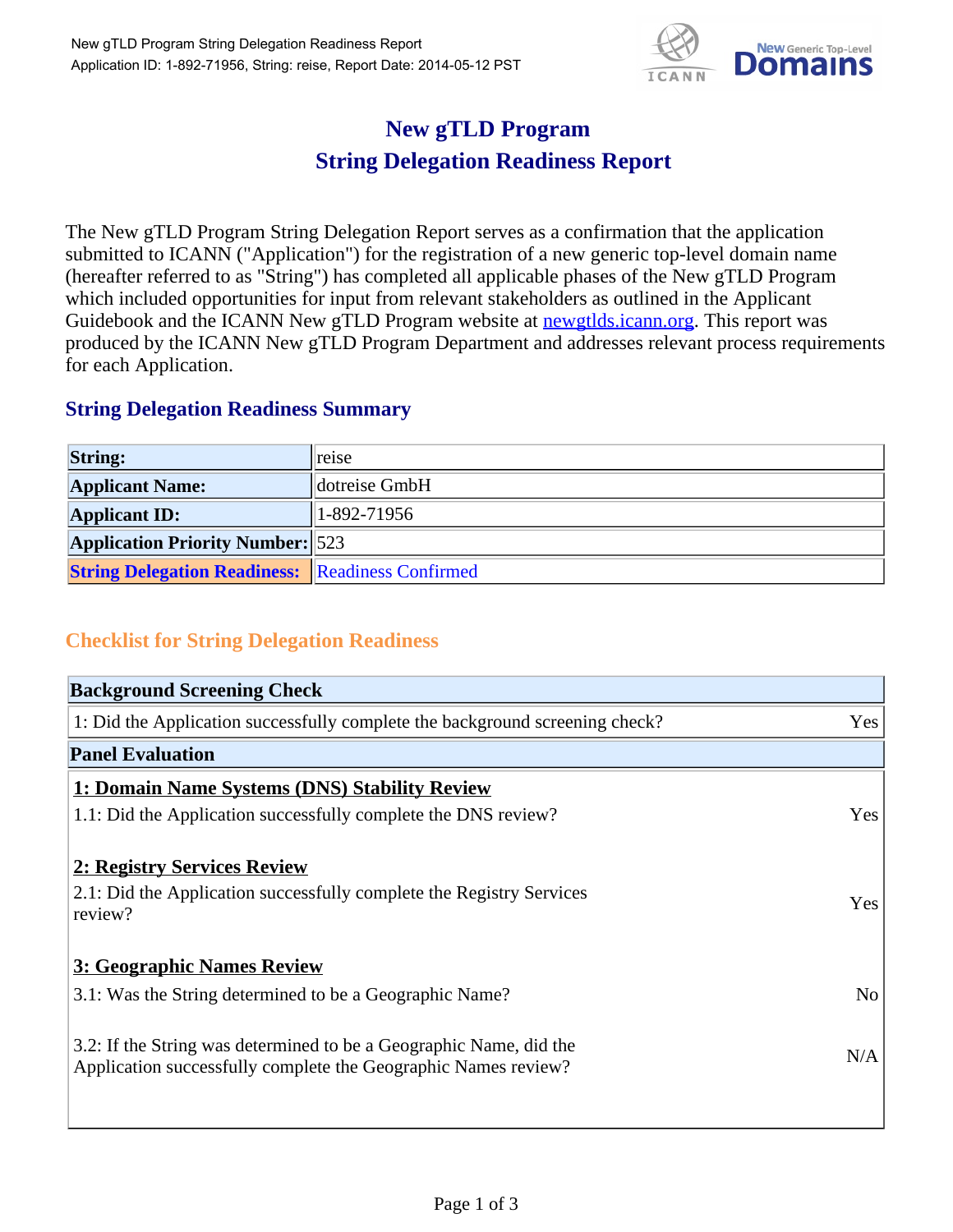# New gTLD Program
# String Delegation Readiness Report

The New gTLD Program String Delegation Report serves as a confirmation that the application submitted to ICANN ("Application") for the registration of a new generic top-level domain name (hereafter referred to as "String") has completed all applicable phases of the New gTLD Program which included opportunities for input from relevant stakeholders as outlined in the Applicant Guidebook and the ICANN New gTLD Program website at newgtlds.icann.org. This report was produced by the ICANN New gTLD Program Department and addresses relevant process requirements for each Application.

## String Delegation Readiness Summary

| | |
|---|---|
| **String:** | reise |
| **Applicant Name:** | dotreise GmbH |
| **Applicant ID:** | 1-892-71956 |
| **Application Priority Number:** | 523 |
| **String Delegation Readiness:** | Readiness Confirmed |

## Checklist for String Delegation Readiness

| **Background Screening Check** | |
|---|---|
| 1: Did the Application successfully complete the background screening check? | Yes |
| **Panel Evaluation** | |
| **1: Domain Name Systems (DNS) Stability Review** | |
| 1.1: Did the Application successfully complete the DNS review? | Yes |
| **2: Registry Services Review** | |
| 2.1: Did the Application successfully complete the Registry Services review? | Yes |
| **3: Geographic Names Review** | |
| 3.1: Was the String determined to be a Geographic Name? | No |
| 3.2: If the String was determined to be a Geographic Name, did the Application successfully complete the Geographic Names review? | N/A |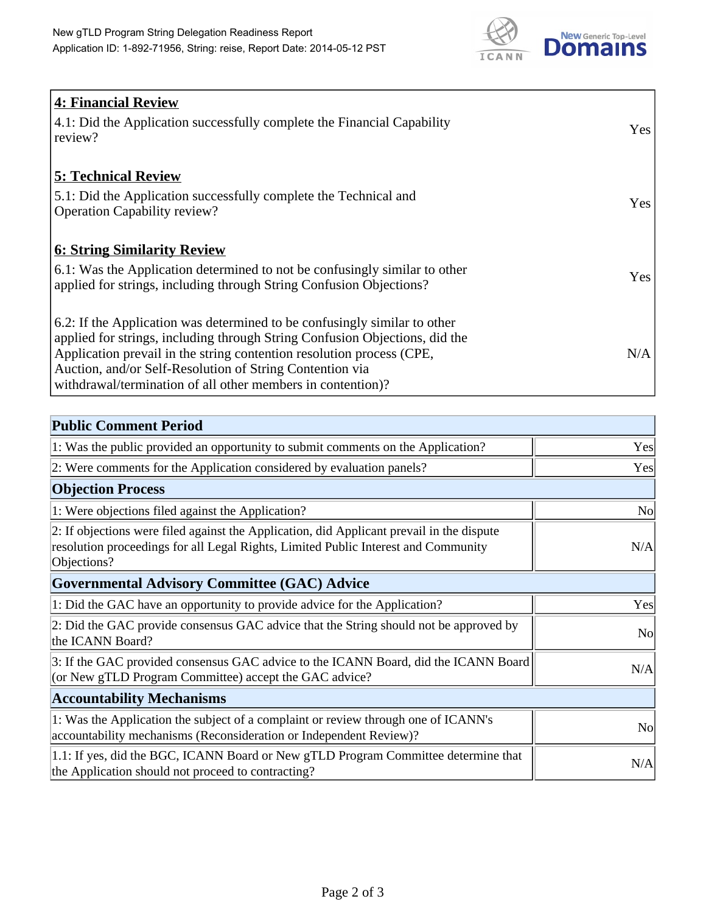| **4: Financial Review** | |
|---|---|
| 4.1: Did the Application successfully complete the Financial Capability review? | Yes |
| **5: Technical Review** | |
| 5.1: Did the Application successfully complete the Technical and Operation Capability review? | Yes |
| **6: String Similarity Review** | |
| 6.1: Was the Application determined to not be confusingly similar to other applied for strings, including through String Confusion Objections? | Yes |
| 6.2: If the Application was determined to be confusingly similar to other applied for strings, including through String Confusion Objections, did the Application prevail in the string contention resolution process (CPE, Auction, and/or Self-Resolution of String Contention via withdrawal/termination of all other members in contention)? | N/A |

| **Public Comment Period** | |
|---|---|
| 1: Was the public provided an opportunity to submit comments on the Application? | Yes |
| 2: Were comments for the Application considered by evaluation panels? | Yes |
| **Objection Process** | |
| 1: Were objections filed against the Application? | No |
| 2: If objections were filed against the Application, did Applicant prevail in the dispute resolution proceedings for all Legal Rights, Limited Public Interest and Community Objections? | N/A |
| **Governmental Advisory Committee (GAC) Advice** | |
| 1: Did the GAC have an opportunity to provide advice for the Application? | Yes |
| 2: Did the GAC provide consensus GAC advice that the String should not be approved by the ICANN Board? | No |
| 3: If the GAC provided consensus GAC advice to the ICANN Board, did the ICANN Board (or New gTLD Program Committee) accept the GAC advice? | N/A |
| **Accountability Mechanisms** | |
| 1: Was the Application the subject of a complaint or review through one of ICANN's accountability mechanisms (Reconsideration or Independent Review)? | No |
| 1.1: If yes, did the BGC, ICANN Board or New gTLD Program Committee determine that the Application should not proceed to contracting? | N/A |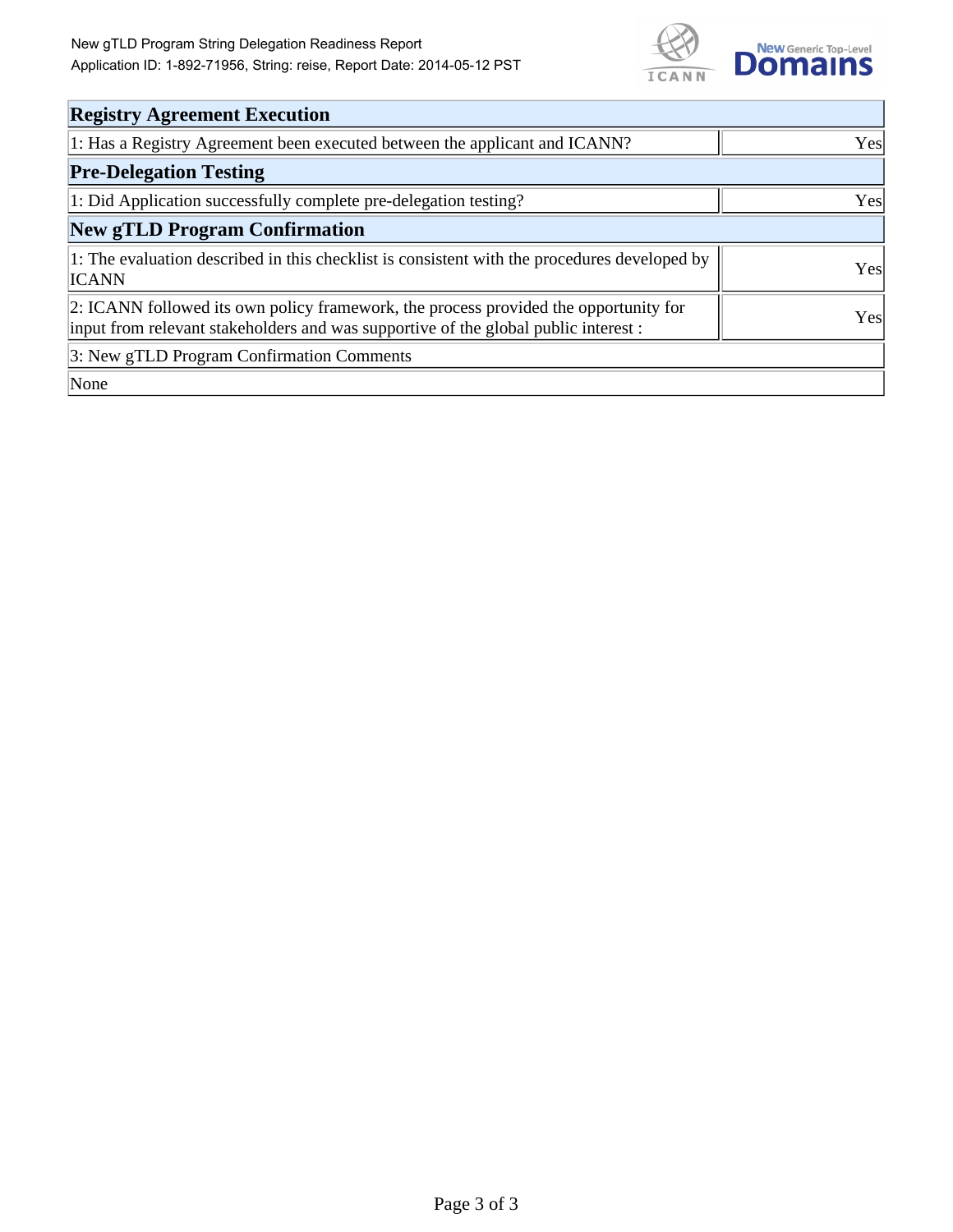| Registry Agreement Execution | |
| --- | --- |
| 1: Has a Registry Agreement been executed between the applicant and ICANN? | Yes |

| Pre-Delegation Testing | |
| --- | --- |
| 1: Did Application successfully complete pre-delegation testing? | Yes |

| New gTLD Program Confirmation | |
| --- | --- |
| 1: The evaluation described in this checklist is consistent with the procedures developed by ICANN | Yes |
| 2: ICANN followed its own policy framework, the process provided the opportunity for input from relevant stakeholders and was supportive of the global public interest : | Yes |
| 3: New gTLD Program Confirmation Comments | |
| None | |